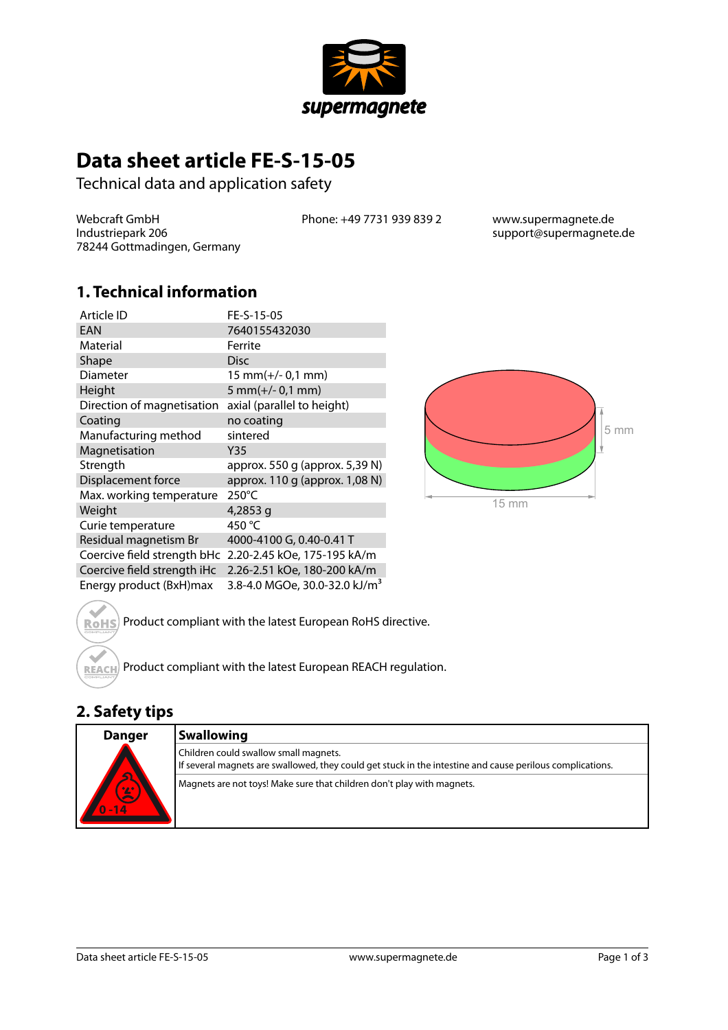# Data sheet article FE-S-15-05

Technical data and application safety

Webcraft GmbH
Industriepark 206
78244 Gottmadingen, Germany

Phone: +49 7731 939 839 2

www.supermagnete.de
support@supermagnete.de

## 1. Technical information

| | |
|---|---|
| Article ID | FE-S-15-05 |
| EAN | 7640155432030 |
| Material | Ferrite |
| Shape | Disc |
| Diameter | 15 mm(+/- 0,1 mm) |
| Height | 5 mm(+/- 0,1 mm) |
| Direction of magnetisation | axial (parallel to height) |
| Coating | no coating |
| Manufacturing method | sintered |
| Magnetisation | Y35 |
| Strength | approx. 550 g (approx. 5,39 N) |
| Displacement force | approx. 110 g (approx. 1,08 N) |
| Max. working temperature | 250°C |
| Weight | 4,2853 g |
| Curie temperature | 450 °C |
| Residual magnetism Br | 4000-4100 G, 0.40-0.41 T |
| Coercive field strength bHc | 2.20-2.45 kOe, 175-195 kA/m |
| Coercive field strength iHc | 2.26-2.51 kOe, 180-200 kA/m |
| Energy product (BxH)max | 3.8-4.0 MGOe, 30.0-32.0 kJ/m$^3$ |

5 mm

15 mm

Product compliant with the latest European RoHS directive.

Product compliant with the latest European REACH regulation.

## 2. Safety tips

| Danger | Swallowing |
|---|---|
| 0 - 14 | Children could swallow small magnets.<br>If several magnets are swallowed, they could get stuck in the intestine and cause perilous complications. |
| | Magnets are not toys! Make sure that children don't play with magnets. |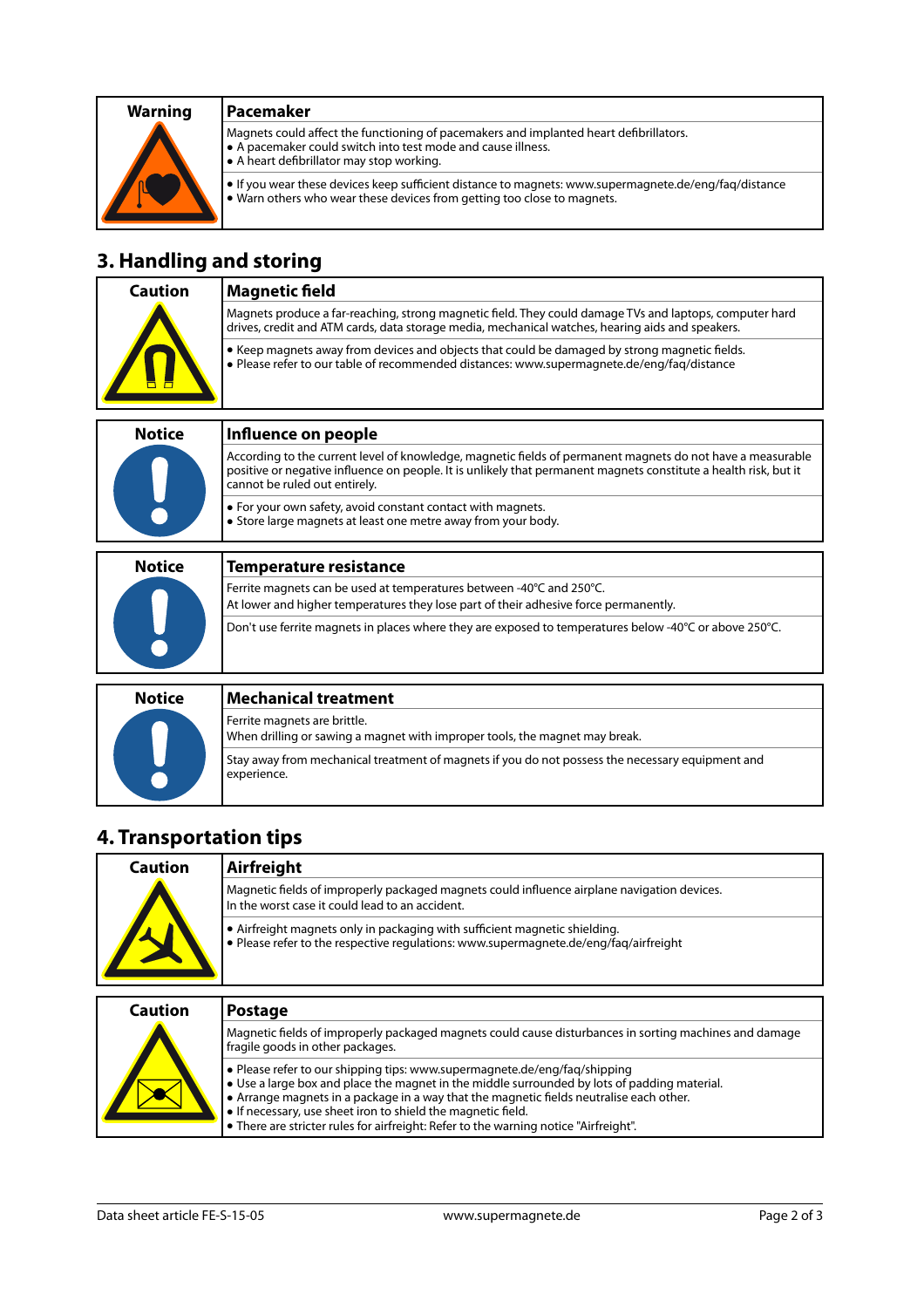| Warning | Pacemaker |
|---|---|
| | Magnets could affect the functioning of pacemakers and implanted heart defibrillators.<br>• A pacemaker could switch into test mode and cause illness.<br>• A heart defibrillator may stop working. |
| | • If you wear these devices keep sufficient distance to magnets: www.supermagnete.de/eng/faq/distance<br>• Warn others who wear these devices from getting too close to magnets. |

## 3. Handling and storing

| Caution | Magnetic field |
|---|---|
| | Magnets produce a far-reaching, strong magnetic field. They could damage TVs and laptops, computer hard drives, credit and ATM cards, data storage media, mechanical watches, hearing aids and speakers. |
| | • Keep magnets away from devices and objects that could be damaged by strong magnetic fields.<br>• Please refer to our table of recommended distances: www.supermagnete.de/eng/faq/distance |

| Notice | Influence on people |
|---|---|
| | According to the current level of knowledge, magnetic fields of permanent magnets do not have a measurable positive or negative influence on people. It is unlikely that permanent magnets constitute a health risk, but it cannot be ruled out entirely. |
| | • For your own safety, avoid constant contact with magnets.<br>• Store large magnets at least one metre away from your body. |

| Notice | Temperature resistance |
|---|---|
| | Ferrite magnets can be used at temperatures between -40°C and 250°C.<br>At lower and higher temperatures they lose part of their adhesive force permanently. |
| | Don't use ferrite magnets in places where they are exposed to temperatures below -40°C or above 250°C. |

| Notice | Mechanical treatment |
|---|---|
| | Ferrite magnets are brittle.<br>When drilling or sawing a magnet with improper tools, the magnet may break. |
| | Stay away from mechanical treatment of magnets if you do not possess the necessary equipment and experience. |

## 4. Transportation tips

| Caution | Airfreight |
|---|---|
| | Magnetic fields of improperly packaged magnets could influence airplane navigation devices.<br>In the worst case it could lead to an accident. |
| | • Airfreight magnets only in packaging with sufficient magnetic shielding.<br>• Please refer to the respective regulations: www.supermagnete.de/eng/faq/airfreight |

| Caution | Postage |
|---|---|
| | Magnetic fields of improperly packaged magnets could cause disturbances in sorting machines and damage fragile goods in other packages. |
| | • Please refer to our shipping tips: www.supermagnete.de/eng/faq/shipping<br>• Use a large box and place the magnet in the middle surrounded by lots of padding material.<br>• Arrange magnets in a package in a way that the magnetic fields neutralise each other.<br>• If necessary, use sheet iron to shield the magnetic field.<br>• There are stricter rules for airfreight: Refer to the warning notice "Airfreight". |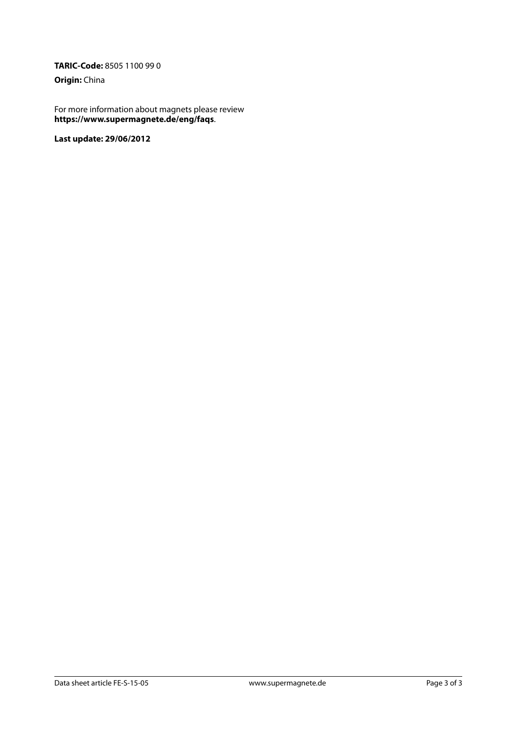**TARIC-Code:** 8505 1100 99 0

**Origin:** China

For more information about magnets please review **https://www.supermagnete.de/eng/faqs**.

**Last update: 29/06/2012**